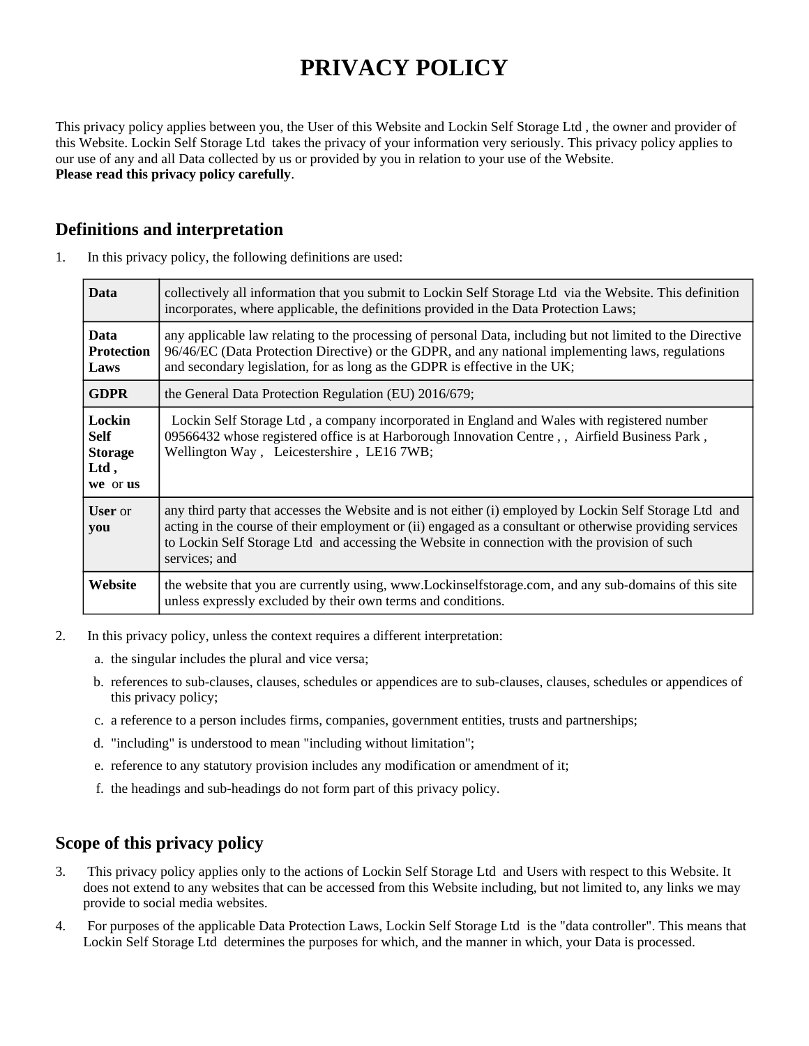# PRIVACY POLICY

This privacy policy applies between you, the User of this Website and Lockin Self Storage Ltd , the owner and provider of this Website. Lockin Self Storage Ltd takes the privacy of your information very seriously. This privacy policy applies to our use of any and all Data collected by us or provided by you in relation to your use of the Website.
**Please read this privacy policy carefully**.

## Definitions and interpretation

1. In this privacy policy, the following definitions are used:

| | |
|---|---|
| **Data** | collectively all information that you submit to Lockin Self Storage Ltd via the Website. This definition incorporates, where applicable, the definitions provided in the Data Protection Laws; |
| **Data Protection Laws** | any applicable law relating to the processing of personal Data, including but not limited to the Directive 96/46/EC (Data Protection Directive) or the GDPR, and any national implementing laws, regulations and secondary legislation, for as long as the GDPR is effective in the UK; |
| **GDPR** | the General Data Protection Regulation (EU) 2016/679; |
| **Lockin Self Storage Ltd , we** or **us** | Lockin Self Storage Ltd , a company incorporated in England and Wales with registered number 09566432 whose registered office is at Harborough Innovation Centre , , Airfield Business Park , Wellington Way , Leicestershire , LE16 7WB; |
| **User** or **you** | any third party that accesses the Website and is not either (i) employed by Lockin Self Storage Ltd and acting in the course of their employment or (ii) engaged as a consultant or otherwise providing services to Lockin Self Storage Ltd and accessing the Website in connection with the provision of such services; and |
| **Website** | the website that you are currently using, www.Lockinselfstorage.com, and any sub-domains of this site unless expressly excluded by their own terms and conditions. |

2. In this privacy policy, unless the context requires a different interpretation:
   a. the singular includes the plural and vice versa;
   b. references to sub-clauses, clauses, schedules or appendices are to sub-clauses, clauses, schedules or appendices of this privacy policy;
   c. a reference to a person includes firms, companies, government entities, trusts and partnerships;
   d. "including" is understood to mean "including without limitation";
   e. reference to any statutory provision includes any modification or amendment of it;
   f. the headings and sub-headings do not form part of this privacy policy.

## Scope of this privacy policy

3. This privacy policy applies only to the actions of Lockin Self Storage Ltd and Users with respect to this Website. It does not extend to any websites that can be accessed from this Website including, but not limited to, any links we may provide to social media websites.
4. For purposes of the applicable Data Protection Laws, Lockin Self Storage Ltd is the "data controller". This means that Lockin Self Storage Ltd determines the purposes for which, and the manner in which, your Data is processed.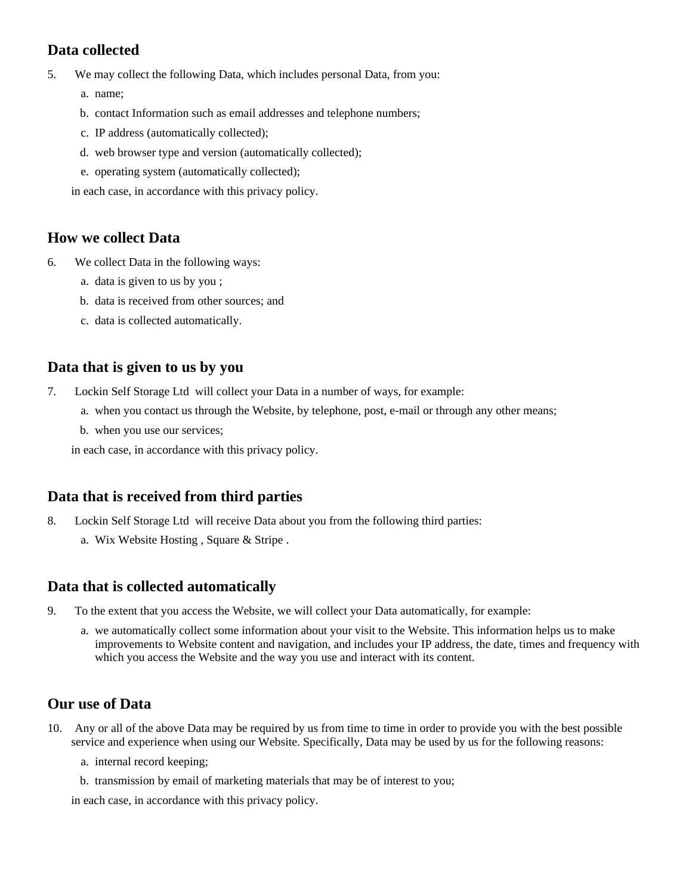## Data collected

5. We may collect the following Data, which includes personal Data, from you:
   a. name;
   b. contact Information such as email addresses and telephone numbers;
   c. IP address (automatically collected);
   d. web browser type and version (automatically collected);
   e. operating system (automatically collected);

   in each case, in accordance with this privacy policy.

## How we collect Data

6. We collect Data in the following ways:
   a. data is given to us by you ;
   b. data is received from other sources; and
   c. data is collected automatically.

## Data that is given to us by you

7. Lockin Self Storage Ltd will collect your Data in a number of ways, for example:
   a. when you contact us through the Website, by telephone, post, e-mail or through any other means;
   b. when you use our services;

   in each case, in accordance with this privacy policy.

## Data that is received from third parties

8. Lockin Self Storage Ltd will receive Data about you from the following third parties:
   a. Wix Website Hosting , Square & Stripe .

## Data that is collected automatically

9. To the extent that you access the Website, we will collect your Data automatically, for example:
   a. we automatically collect some information about your visit to the Website. This information helps us to make improvements to Website content and navigation, and includes your IP address, the date, times and frequency with which you access the Website and the way you use and interact with its content.

## Our use of Data

10. Any or all of the above Data may be required by us from time to time in order to provide you with the best possible service and experience when using our Website. Specifically, Data may be used by us for the following reasons:
    a. internal record keeping;
    b. transmission by email of marketing materials that may be of interest to you;

    in each case, in accordance with this privacy policy.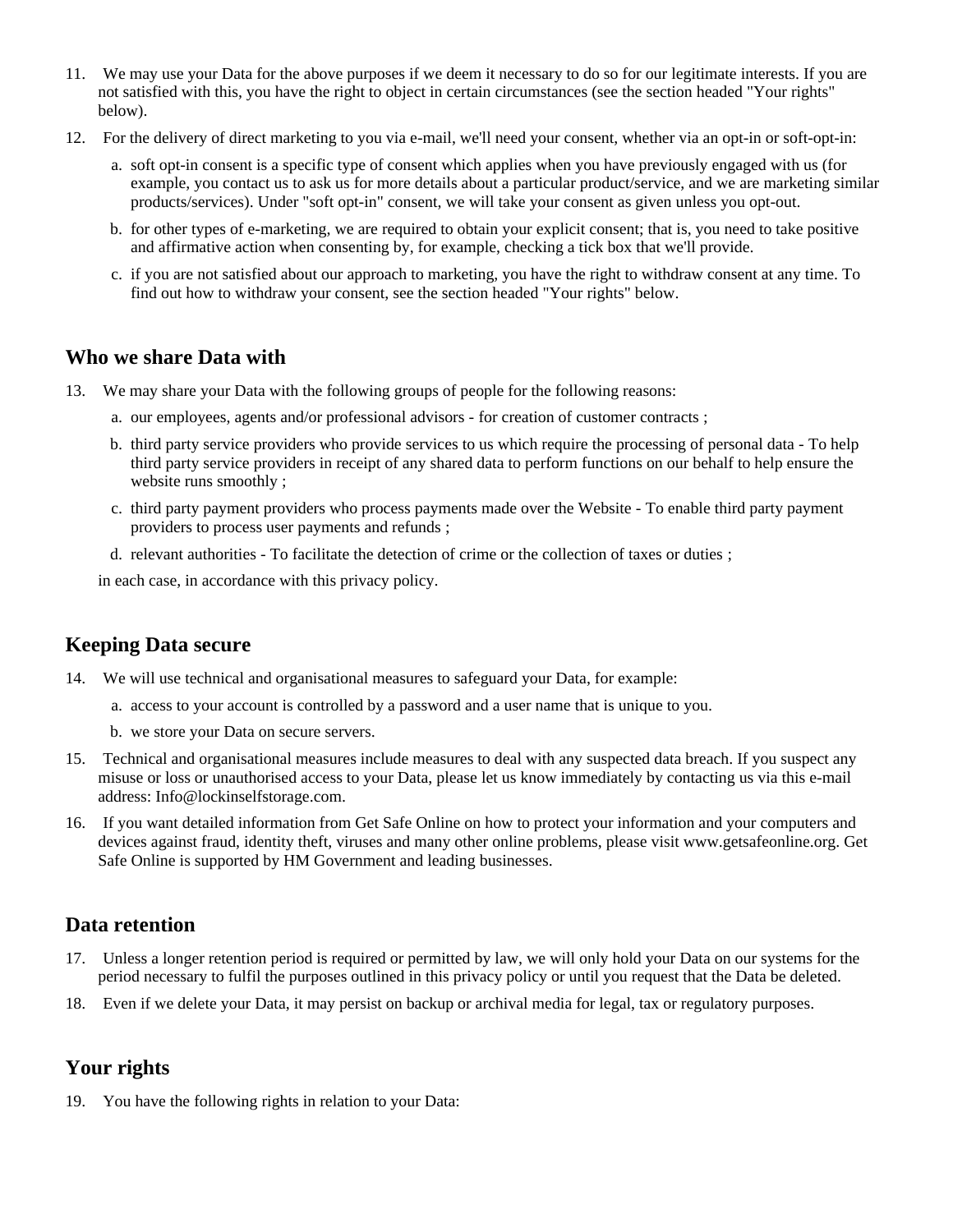11. We may use your Data for the above purposes if we deem it necessary to do so for our legitimate interests. If you are not satisfied with this, you have the right to object in certain circumstances (see the section headed "Your rights" below).
12. For the delivery of direct marketing to you via e-mail, we'll need your consent, whether via an opt-in or soft-opt-in:
    a. soft opt-in consent is a specific type of consent which applies when you have previously engaged with us (for example, you contact us to ask us for more details about a particular product/service, and we are marketing similar products/services). Under "soft opt-in" consent, we will take your consent as given unless you opt-out.
    b. for other types of e-marketing, we are required to obtain your explicit consent; that is, you need to take positive and affirmative action when consenting by, for example, checking a tick box that we'll provide.
    c. if you are not satisfied about our approach to marketing, you have the right to withdraw consent at any time. To find out how to withdraw your consent, see the section headed "Your rights" below.

## Who we share Data with

13. We may share your Data with the following groups of people for the following reasons:
    a. our employees, agents and/or professional advisors - for creation of customer contracts ;
    b. third party service providers who provide services to us which require the processing of personal data - To help third party service providers in receipt of any shared data to perform functions on our behalf to help ensure the website runs smoothly ;
    c. third party payment providers who process payments made over the Website - To enable third party payment providers to process user payments and refunds ;
    d. relevant authorities - To facilitate the detection of crime or the collection of taxes or duties ;

    in each case, in accordance with this privacy policy.

## Keeping Data secure

14. We will use technical and organisational measures to safeguard your Data, for example:
    a. access to your account is controlled by a password and a user name that is unique to you.
    b. we store your Data on secure servers.
15. Technical and organisational measures include measures to deal with any suspected data breach. If you suspect any misuse or loss or unauthorised access to your Data, please let us know immediately by contacting us via this e-mail address: Info@lockinselfstorage.com.
16. If you want detailed information from Get Safe Online on how to protect your information and your computers and devices against fraud, identity theft, viruses and many other online problems, please visit www.getsafeonline.org. Get Safe Online is supported by HM Government and leading businesses.

## Data retention

17. Unless a longer retention period is required or permitted by law, we will only hold your Data on our systems for the period necessary to fulfil the purposes outlined in this privacy policy or until you request that the Data be deleted.
18. Even if we delete your Data, it may persist on backup or archival media for legal, tax or regulatory purposes.

## Your rights

19. You have the following rights in relation to your Data: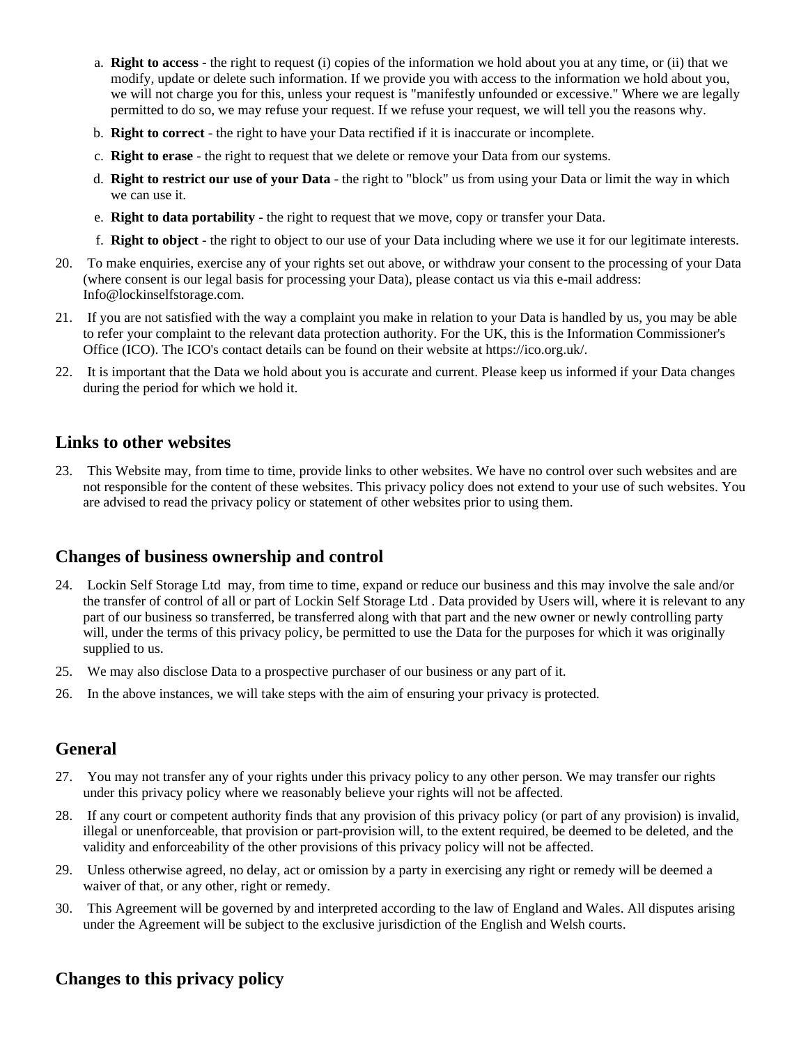a. **Right to access** - the right to request (i) copies of the information we hold about you at any time, or (ii) that we modify, update or delete such information. If we provide you with access to the information we hold about you, we will not charge you for this, unless your request is "manifestly unfounded or excessive." Where we are legally permitted to do so, we may refuse your request. If we refuse your request, we will tell you the reasons why.
b. **Right to correct** - the right to have your Data rectified if it is inaccurate or incomplete.
c. **Right to erase** - the right to request that we delete or remove your Data from our systems.
d. **Right to restrict our use of your Data** - the right to "block" us from using your Data or limit the way in which we can use it.
e. **Right to data portability** - the right to request that we move, copy or transfer your Data.
f. **Right to object** - the right to object to our use of your Data including where we use it for our legitimate interests.

20. To make enquiries, exercise any of your rights set out above, or withdraw your consent to the processing of your Data (where consent is our legal basis for processing your Data), please contact us via this e-mail address: Info@lockinselfstorage.com.
21. If you are not satisfied with the way a complaint you make in relation to your Data is handled by us, you may be able to refer your complaint to the relevant data protection authority. For the UK, this is the Information Commissioner's Office (ICO). The ICO's contact details can be found on their website at https://ico.org.uk/.
22. It is important that the Data we hold about you is accurate and current. Please keep us informed if your Data changes during the period for which we hold it.

## Links to other websites

23. This Website may, from time to time, provide links to other websites. We have no control over such websites and are not responsible for the content of these websites. This privacy policy does not extend to your use of such websites. You are advised to read the privacy policy or statement of other websites prior to using them.

## Changes of business ownership and control

24. Lockin Self Storage Ltd may, from time to time, expand or reduce our business and this may involve the sale and/or the transfer of control of all or part of Lockin Self Storage Ltd . Data provided by Users will, where it is relevant to any part of our business so transferred, be transferred along with that part and the new owner or newly controlling party will, under the terms of this privacy policy, be permitted to use the Data for the purposes for which it was originally supplied to us.
25. We may also disclose Data to a prospective purchaser of our business or any part of it.
26. In the above instances, we will take steps with the aim of ensuring your privacy is protected.

## General

27. You may not transfer any of your rights under this privacy policy to any other person. We may transfer our rights under this privacy policy where we reasonably believe your rights will not be affected.
28. If any court or competent authority finds that any provision of this privacy policy (or part of any provision) is invalid, illegal or unenforceable, that provision or part-provision will, to the extent required, be deemed to be deleted, and the validity and enforceability of the other provisions of this privacy policy will not be affected.
29. Unless otherwise agreed, no delay, act or omission by a party in exercising any right or remedy will be deemed a waiver of that, or any other, right or remedy.
30. This Agreement will be governed by and interpreted according to the law of England and Wales. All disputes arising under the Agreement will be subject to the exclusive jurisdiction of the English and Welsh courts.

## Changes to this privacy policy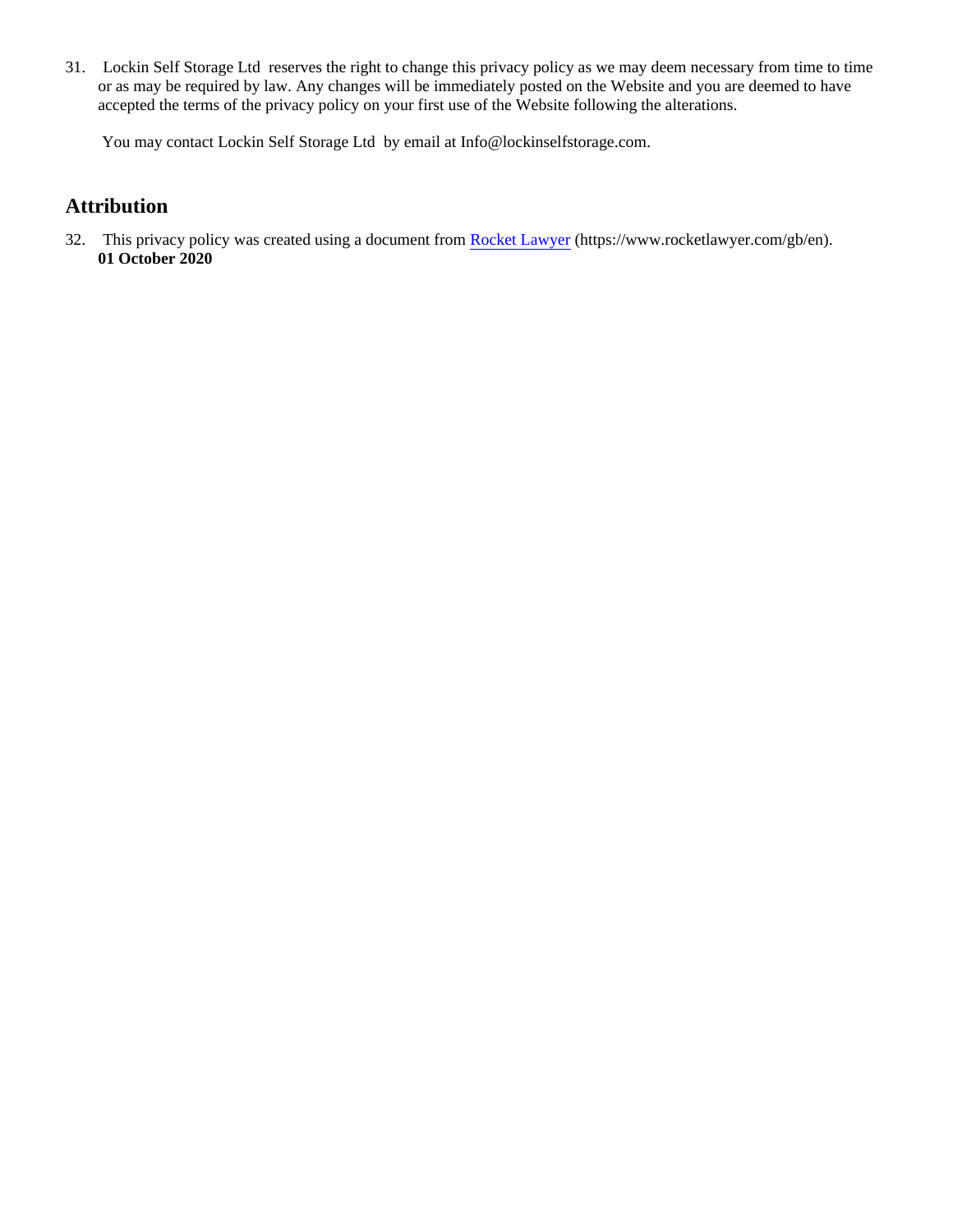31. Lockin Self Storage Ltd reserves the right to change this privacy policy as we may deem necessary from time to time or as may be required by law. Any changes will be immediately posted on the Website and you are deemed to have accepted the terms of the privacy policy on your first use of the Website following the alterations.

You may contact Lockin Self Storage Ltd by email at Info@lockinselfstorage.com.

## Attribution

32. This privacy policy was created using a document from [Rocket Lawyer](https://www.rocketlawyer.com/gb/en) (https://www.rocketlawyer.com/gb/en).
**01 October 2020**